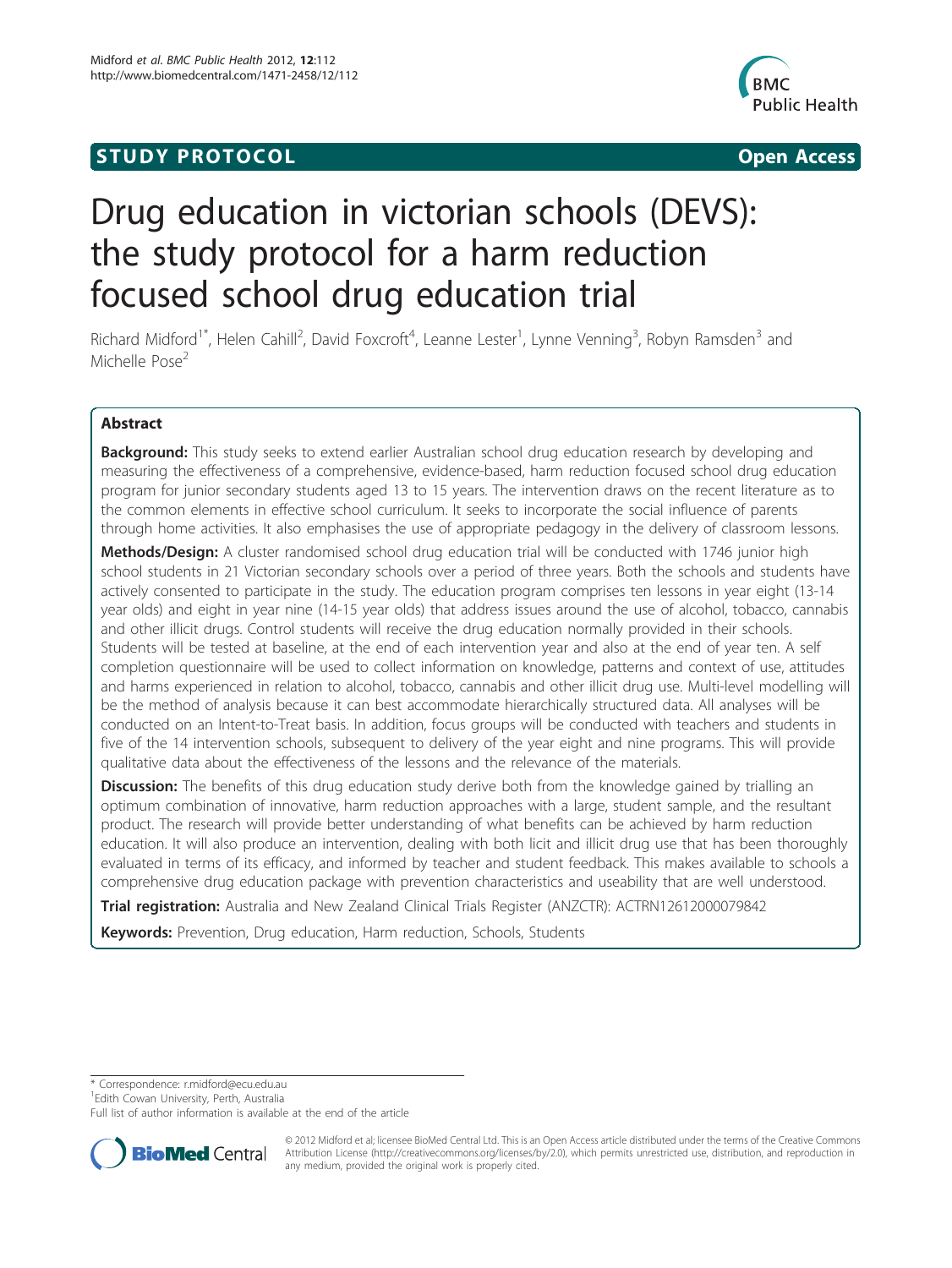**STUDY PROTOCOL** **Open Access**

# Drug education in victorian schools (DEVS): the study protocol for a harm reduction focused school drug education trial

Richard Midford[1*], Helen Cahill[2], David Foxcroft[4], Leanne Lester[1], Lynne Venning[3], Robyn Ramsden[3] and Michelle Pose[2]

## Abstract

**Background:** This study seeks to extend earlier Australian school drug education research by developing and measuring the effectiveness of a comprehensive, evidence-based, harm reduction focused school drug education program for junior secondary students aged 13 to 15 years. The intervention draws on the recent literature as to the common elements in effective school curriculum. It seeks to incorporate the social influence of parents through home activities. It also emphasises the use of appropriate pedagogy in the delivery of classroom lessons.

**Methods/Design:** A cluster randomised school drug education trial will be conducted with 1746 junior high school students in 21 Victorian secondary schools over a period of three years. Both the schools and students have actively consented to participate in the study. The education program comprises ten lessons in year eight (13-14 year olds) and eight in year nine (14-15 year olds) that address issues around the use of alcohol, tobacco, cannabis and other illicit drugs. Control students will receive the drug education normally provided in their schools. Students will be tested at baseline, at the end of each intervention year and also at the end of year ten. A self completion questionnaire will be used to collect information on knowledge, patterns and context of use, attitudes and harms experienced in relation to alcohol, tobacco, cannabis and other illicit drug use. Multi-level modelling will be the method of analysis because it can best accommodate hierarchically structured data. All analyses will be conducted on an Intent-to-Treat basis. In addition, focus groups will be conducted with teachers and students in five of the 14 intervention schools, subsequent to delivery of the year eight and nine programs. This will provide qualitative data about the effectiveness of the lessons and the relevance of the materials.

**Discussion:** The benefits of this drug education study derive both from the knowledge gained by trialling an optimum combination of innovative, harm reduction approaches with a large, student sample, and the resultant product. The research will provide better understanding of what benefits can be achieved by harm reduction education. It will also produce an intervention, dealing with both licit and illicit drug use that has been thoroughly evaluated in terms of its efficacy, and informed by teacher and student feedback. This makes available to schools a comprehensive drug education package with prevention characteristics and useability that are well understood.

**Trial registration:** Australia and New Zealand Clinical Trials Register (ANZCTR): ACTRN12612000079842

**Keywords:** Prevention, Drug education, Harm reduction, Schools, Students

\* Correspondence: r.midford@ecu.edu.au
[1]Edith Cowan University, Perth, Australia
Full list of author information is available at the end of the article

© 2012 Midford et al; licensee BioMed Central Ltd. This is an Open Access article distributed under the terms of the Creative Commons Attribution License (http://creativecommons.org/licenses/by/2.0), which permits unrestricted use, distribution, and reproduction in any medium, provided the original work is properly cited.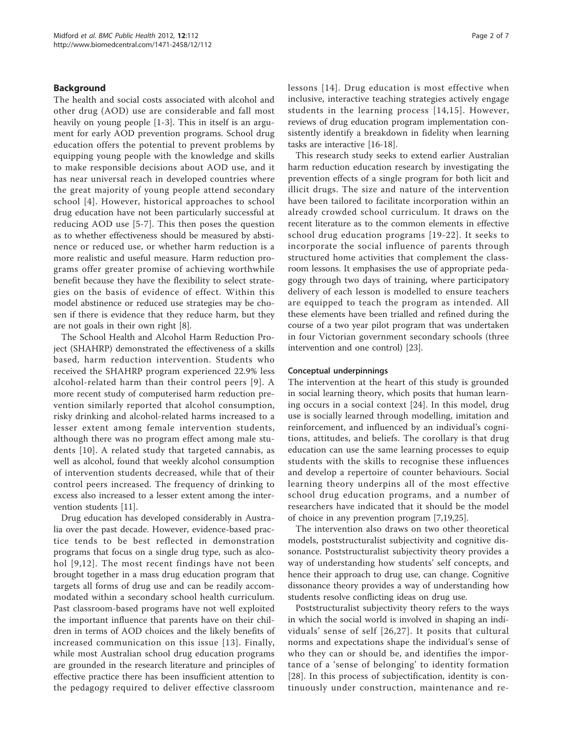## Background

The health and social costs associated with alcohol and other drug (AOD) use are considerable and fall most heavily on young people [1-3]. This in itself is an argument for early AOD prevention programs. School drug education offers the potential to prevent problems by equipping young people with the knowledge and skills to make responsible decisions about AOD use, and it has near universal reach in developed countries where the great majority of young people attend secondary school [4]. However, historical approaches to school drug education have not been particularly successful at reducing AOD use [5-7]. This then poses the question as to whether effectiveness should be measured by abstinence or reduced use, or whether harm reduction is a more realistic and useful measure. Harm reduction programs offer greater promise of achieving worthwhile benefit because they have the flexibility to select strategies on the basis of evidence of effect. Within this model abstinence or reduced use strategies may be chosen if there is evidence that they reduce harm, but they are not goals in their own right [8].

The School Health and Alcohol Harm Reduction Project (SHAHRP) demonstrated the effectiveness of a skills based, harm reduction intervention. Students who received the SHAHRP program experienced 22.9% less alcohol-related harm than their control peers [9]. A more recent study of computerised harm reduction prevention similarly reported that alcohol consumption, risky drinking and alcohol-related harms increased to a lesser extent among female intervention students, although there was no program effect among male students [10]. A related study that targeted cannabis, as well as alcohol, found that weekly alcohol consumption of intervention students decreased, while that of their control peers increased. The frequency of drinking to excess also increased to a lesser extent among the intervention students [11].

Drug education has developed considerably in Australia over the past decade. However, evidence-based practice tends to be best reflected in demonstration programs that focus on a single drug type, such as alcohol [9,12]. The most recent findings have not been brought together in a mass drug education program that targets all forms of drug use and can be readily accommodated within a secondary school health curriculum. Past classroom-based programs have not well exploited the important influence that parents have on their children in terms of AOD choices and the likely benefits of increased communication on this issue [13]. Finally, while most Australian school drug education programs are grounded in the research literature and principles of effective practice there has been insufficient attention to the pedagogy required to deliver effective classroom lessons [14]. Drug education is most effective when inclusive, interactive teaching strategies actively engage students in the learning process [14,15]. However, reviews of drug education program implementation consistently identify a breakdown in fidelity when learning tasks are interactive [16-18].

This research study seeks to extend earlier Australian harm reduction education research by investigating the prevention effects of a single program for both licit and illicit drugs. The size and nature of the intervention have been tailored to facilitate incorporation within an already crowded school curriculum. It draws on the recent literature as to the common elements in effective school drug education programs [19-22]. It seeks to incorporate the social influence of parents through structured home activities that complement the classroom lessons. It emphasises the use of appropriate pedagogy through two days of training, where participatory delivery of each lesson is modelled to ensure teachers are equipped to teach the program as intended. All these elements have been trialled and refined during the course of a two year pilot program that was undertaken in four Victorian government secondary schools (three intervention and one control) [23].

### Conceptual underpinnings

The intervention at the heart of this study is grounded in social learning theory, which posits that human learning occurs in a social context [24]. In this model, drug use is socially learned through modelling, imitation and reinforcement, and influenced by an individual's cognitions, attitudes, and beliefs. The corollary is that drug education can use the same learning processes to equip students with the skills to recognise these influences and develop a repertoire of counter behaviours. Social learning theory underpins all of the most effective school drug education programs, and a number of researchers have indicated that it should be the model of choice in any prevention program [7,19,25].

The intervention also draws on two other theoretical models, poststructuralist subjectivity and cognitive dissonance. Poststructuralist subjectivity theory provides a way of understanding how students' self concepts, and hence their approach to drug use, can change. Cognitive dissonance theory provides a way of understanding how students resolve conflicting ideas on drug use.

Poststructuralist subjectivity theory refers to the ways in which the social world is involved in shaping an individuals' sense of self [26,27]. It posits that cultural norms and expectations shape the individual's sense of who they can or should be, and identifies the importance of a 'sense of belonging' to identity formation [28]. In this process of subjectification, identity is continuously under construction, maintenance and re-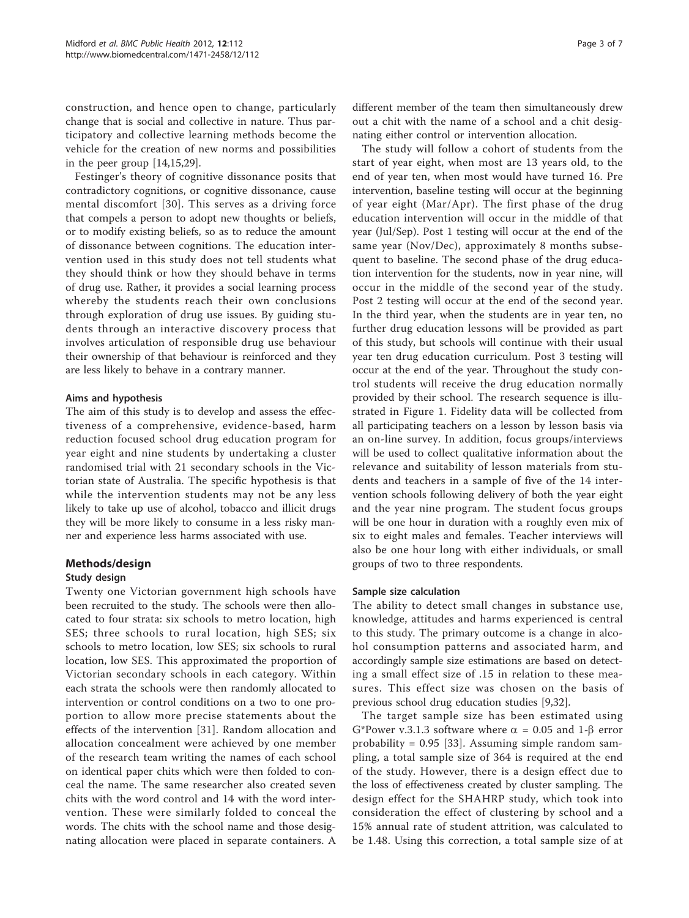construction, and hence open to change, particularly change that is social and collective in nature. Thus participatory and collective learning methods become the vehicle for the creation of new norms and possibilities in the peer group [14,15,29].

Festinger's theory of cognitive dissonance posits that contradictory cognitions, or cognitive dissonance, cause mental discomfort [30]. This serves as a driving force that compels a person to adopt new thoughts or beliefs, or to modify existing beliefs, so as to reduce the amount of dissonance between cognitions. The education intervention used in this study does not tell students what they should think or how they should behave in terms of drug use. Rather, it provides a social learning process whereby the students reach their own conclusions through exploration of drug use issues. By guiding students through an interactive discovery process that involves articulation of responsible drug use behaviour their ownership of that behaviour is reinforced and they are less likely to behave in a contrary manner.

#### Aims and hypothesis

The aim of this study is to develop and assess the effectiveness of a comprehensive, evidence-based, harm reduction focused school drug education program for year eight and nine students by undertaking a cluster randomised trial with 21 secondary schools in the Victorian state of Australia. The specific hypothesis is that while the intervention students may not be any less likely to take up use of alcohol, tobacco and illicit drugs they will be more likely to consume in a less risky manner and experience less harms associated with use.

## Methods/design

### Study design

Twenty one Victorian government high schools have been recruited to the study. The schools were then allocated to four strata: six schools to metro location, high SES; three schools to rural location, high SES; six schools to metro location, low SES; six schools to rural location, low SES. This approximated the proportion of Victorian secondary schools in each category. Within each strata the schools were then randomly allocated to intervention or control conditions on a two to one proportion to allow more precise statements about the effects of the intervention [31]. Random allocation and allocation concealment were achieved by one member of the research team writing the names of each school on identical paper chits which were then folded to conceal the name. The same researcher also created seven chits with the word control and 14 with the word intervention. These were similarly folded to conceal the words. The chits with the school name and those designating allocation were placed in separate containers. A different member of the team then simultaneously drew out a chit with the name of a school and a chit designating either control or intervention allocation.

The study will follow a cohort of students from the start of year eight, when most are 13 years old, to the end of year ten, when most would have turned 16. Pre intervention, baseline testing will occur at the beginning of year eight (Mar/Apr). The first phase of the drug education intervention will occur in the middle of that year (Jul/Sep). Post 1 testing will occur at the end of the same year (Nov/Dec), approximately 8 months subsequent to baseline. The second phase of the drug education intervention for the students, now in year nine, will occur in the middle of the second year of the study. Post 2 testing will occur at the end of the second year. In the third year, when the students are in year ten, no further drug education lessons will be provided as part of this study, but schools will continue with their usual year ten drug education curriculum. Post 3 testing will occur at the end of the year. Throughout the study control students will receive the drug education normally provided by their school. The research sequence is illustrated in Figure 1. Fidelity data will be collected from all participating teachers on a lesson by lesson basis via an on-line survey. In addition, focus groups/interviews will be used to collect qualitative information about the relevance and suitability of lesson materials from students and teachers in a sample of five of the 14 intervention schools following delivery of both the year eight and the year nine program. The student focus groups will be one hour in duration with a roughly even mix of six to eight males and females. Teacher interviews will also be one hour long with either individuals, or small groups of two to three respondents.

### Sample size calculation

The ability to detect small changes in substance use, knowledge, attitudes and harms experienced is central to this study. The primary outcome is a change in alcohol consumption patterns and associated harm, and accordingly sample size estimations are based on detecting a small effect size of .15 in relation to these measures. This effect size was chosen on the basis of previous school drug education studies [9,32].

The target sample size has been estimated using G*Power v.3.1.3 software where $\alpha$ = 0.05 and 1-$\beta$ error probability = 0.95 [33]. Assuming simple random sampling, a total sample size of 364 is required at the end of the study. However, there is a design effect due to the loss of effectiveness created by cluster sampling. The design effect for the SHAHRP study, which took into consideration the effect of clustering by school and a 15% annual rate of student attrition, was calculated to be 1.48. Using this correction, a total sample size of at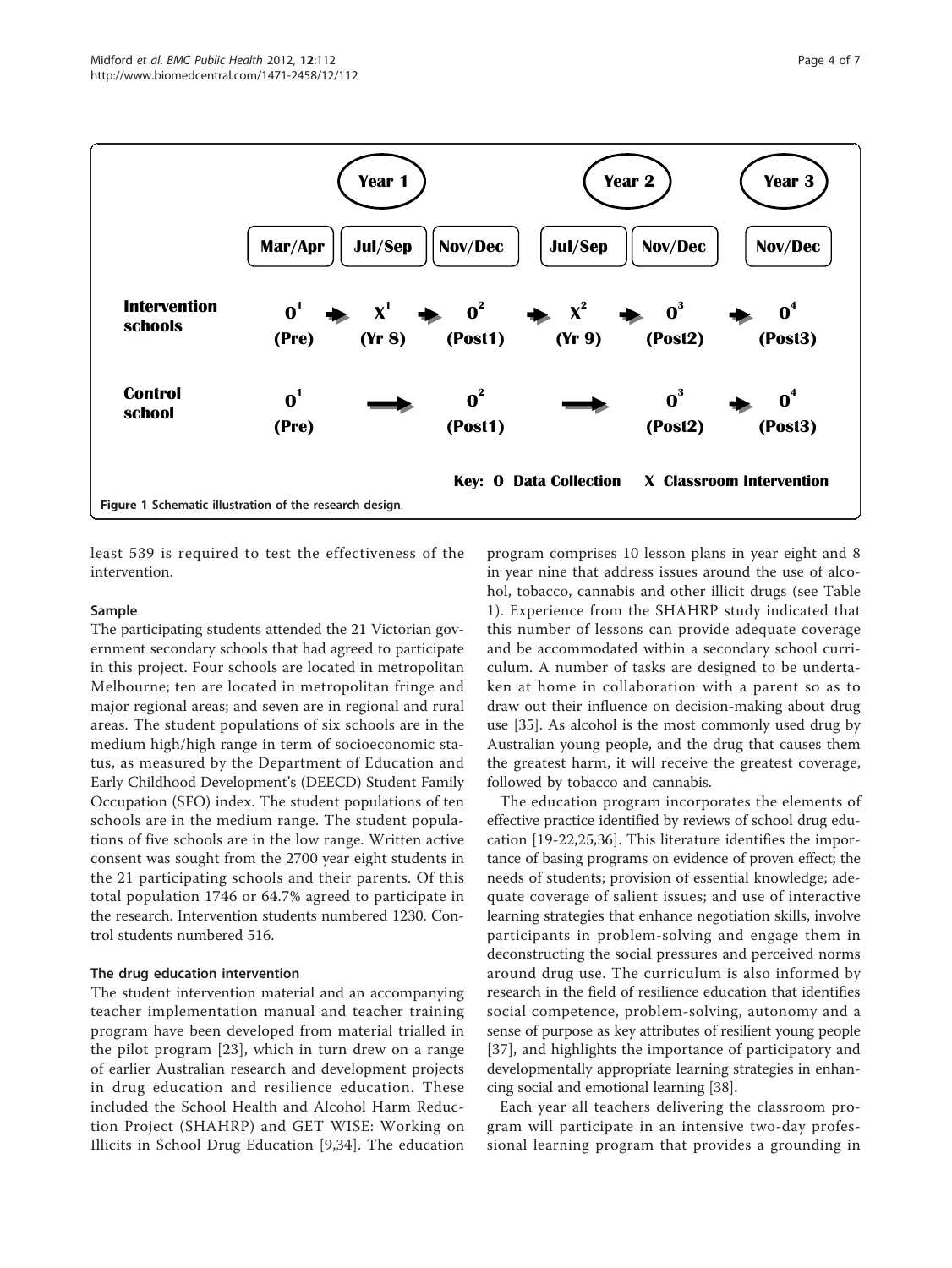| | Year 1 | | | Year 2 | | Year 3 |
|---|---|---|---|---|---|---|
| | Mar/Apr | Jul/Sep | Nov/Dec | Jul/Sep | Nov/Dec | Nov/Dec |
| **Intervention schools** | $O^1$ (Pre) | $X^1$ (Yr 8) | $O^2$ (Post1) | $X^2$ (Yr 9) | $O^3$ (Post2) | $O^4$ (Post3) |
| **Control school** | $O^1$ (Pre) | | $O^2$ (Post1) | | $O^3$ (Post2) | $O^4$ (Post3) |

**Key: O Data Collection X Classroom Intervention**

**Figure 1** Schematic illustration of the research design.

least 539 is required to test the effectiveness of the intervention.

### Sample

The participating students attended the 21 Victorian government secondary schools that had agreed to participate in this project. Four schools are located in metropolitan Melbourne; ten are located in metropolitan fringe and major regional areas; and seven are in regional and rural areas. The student populations of six schools are in the medium high/high range in term of socioeconomic status, as measured by the Department of Education and Early Childhood Development's (DEECD) Student Family Occupation (SFO) index. The student populations of ten schools are in the medium range. The student populations of five schools are in the low range. Written active consent was sought from the 2700 year eight students in the 21 participating schools and their parents. Of this total population 1746 or 64.7% agreed to participate in the research. Intervention students numbered 1230. Control students numbered 516.

### The drug education intervention

The student intervention material and an accompanying teacher implementation manual and teacher training program have been developed from material trialled in the pilot program [23], which in turn drew on a range of earlier Australian research and development projects in drug education and resilience education. These included the School Health and Alcohol Harm Reduction Project (SHAHRP) and GET WISE: Working on Illicits in School Drug Education [9,34]. The education program comprises 10 lesson plans in year eight and 8 in year nine that address issues around the use of alcohol, tobacco, cannabis and other illicit drugs (see Table 1). Experience from the SHAHRP study indicated that this number of lessons can provide adequate coverage and be accommodated within a secondary school curriculum. A number of tasks are designed to be undertaken at home in collaboration with a parent so as to draw out their influence on decision-making about drug use [35]. As alcohol is the most commonly used drug by Australian young people, and the drug that causes them the greatest harm, it will receive the greatest coverage, followed by tobacco and cannabis.

The education program incorporates the elements of effective practice identified by reviews of school drug education [19-22,25,36]. This literature identifies the importance of basing programs on evidence of proven effect; the needs of students; provision of essential knowledge; adequate coverage of salient issues; and use of interactive learning strategies that enhance negotiation skills, involve participants in problem-solving and engage them in deconstructing the social pressures and perceived norms around drug use. The curriculum is also informed by research in the field of resilience education that identifies social competence, problem-solving, autonomy and a sense of purpose as key attributes of resilient young people [37], and highlights the importance of participatory and developmentally appropriate learning strategies in enhancing social and emotional learning [38].

Each year all teachers delivering the classroom program will participate in an intensive two-day professional learning program that provides a grounding in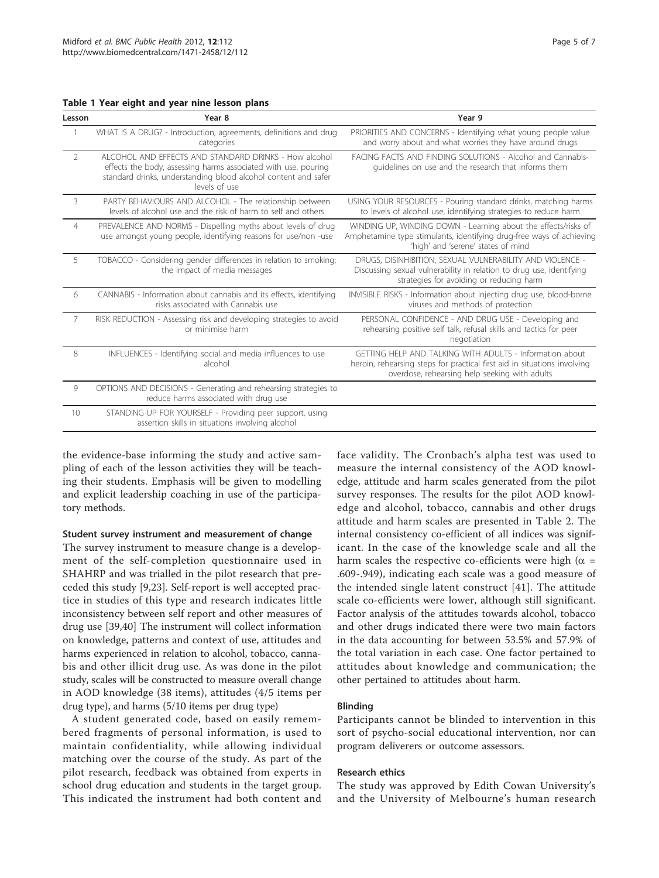**Table 1 Year eight and year nine lesson plans**

| Lesson | Year 8 | Year 9 |
| --- | --- | --- |
| 1 | WHAT IS A DRUG? - Introduction, agreements, definitions and drug categories | PRIORITIES AND CONCERNS - Identifying what young people value and worry about and what worries they have around drugs |
| 2 | ALCOHOL AND EFFECTS AND STANDARD DRINKS - How alcohol effects the body, assessing harms associated with use, pouring standard drinks, understanding blood alcohol content and safer levels of use | FACING FACTS AND FINDING SOLUTIONS - Alcohol and Cannabis-guidelines on use and the research that informs them |
| 3 | PARTY BEHAVIOURS AND ALCOHOL - The relationship between levels of alcohol use and the risk of harm to self and others | USING YOUR RESOURCES - Pouring standard drinks, matching harms to levels of alcohol use, identifying strategies to reduce harm |
| 4 | PREVALENCE AND NORMS - Dispelling myths about levels of drug use amongst young people, identifying reasons for use/non -use | WINDING UP, WINDING DOWN - Learning about the effects/risks of Amphetamine type stimulants, identifying drug-free ways of achieving 'high' and 'serene' states of mind |
| 5 | TOBACCO - Considering gender differences in relation to smoking; the impact of media messages | DRUGS, DISINHIBITION, SEXUAL VULNERABILITY AND VIOLENCE - Discussing sexual vulnerability in relation to drug use, identifying strategies for avoiding or reducing harm |
| 6 | CANNABIS - Information about cannabis and its effects, identifying risks associated with Cannabis use | INVISIBLE RISKS - Information about injecting drug use, blood-borne viruses and methods of protection |
| 7 | RISK REDUCTION - Assessing risk and developing strategies to avoid or minimise harm | PERSONAL CONFIDENCE - AND DRUG USE - Developing and rehearsing positive self talk, refusal skills and tactics for peer negotiation |
| 8 | INFLUENCES - Identifying social and media influences to use alcohol | GETTING HELP AND TALKING WITH ADULTS - Information about heroin, rehearsing steps for practical first aid in situations involving overdose, rehearsing help seeking with adults |
| 9 | OPTIONS AND DECISIONS - Generating and rehearsing strategies to reduce harms associated with drug use | |
| 10 | STANDING UP FOR YOURSELF - Providing peer support, using assertion skills in situations involving alcohol | |

the evidence-base informing the study and active sampling of each of the lesson activities they will be teaching their students. Emphasis will be given to modelling and explicit leadership coaching in use of the participatory methods.

#### Student survey instrument and measurement of change

The survey instrument to measure change is a development of the self-completion questionnaire used in SHAHRP and was trialled in the pilot research that preceded this study [9,23]. Self-report is well accepted practice in studies of this type and research indicates little inconsistency between self report and other measures of drug use [39,40] The instrument will collect information on knowledge, patterns and context of use, attitudes and harms experienced in relation to alcohol, tobacco, cannabis and other illicit drug use. As was done in the pilot study, scales will be constructed to measure overall change in AOD knowledge (38 items), attitudes (4/5 items per drug type), and harms (5/10 items per drug type)

A student generated code, based on easily remembered fragments of personal information, is used to maintain confidentiality, while allowing individual matching over the course of the study. As part of the pilot research, feedback was obtained from experts in school drug education and students in the target group. This indicated the instrument had both content and face validity. The Cronbach's alpha test was used to measure the internal consistency of the AOD knowledge, attitude and harm scales generated from the pilot survey responses. The results for the pilot AOD knowledge and alcohol, tobacco, cannabis and other drugs attitude and harm scales are presented in Table 2. The internal consistency co-efficient of all indices was significant. In the case of the knowledge scale and all the harm scales the respective co-efficients were high ($\alpha$ = .609-.949), indicating each scale was a good measure of the intended single latent construct [41]. The attitude scale co-efficients were lower, although still significant. Factor analysis of the attitudes towards alcohol, tobacco and other drugs indicated there were two main factors in the data accounting for between 53.5% and 57.9% of the total variation in each case. One factor pertained to attitudes about knowledge and communication; the other pertained to attitudes about harm.

#### Blinding

Participants cannot be blinded to intervention in this sort of psycho-social educational intervention, nor can program deliverers or outcome assessors.

#### Research ethics

The study was approved by Edith Cowan University's and the University of Melbourne's human research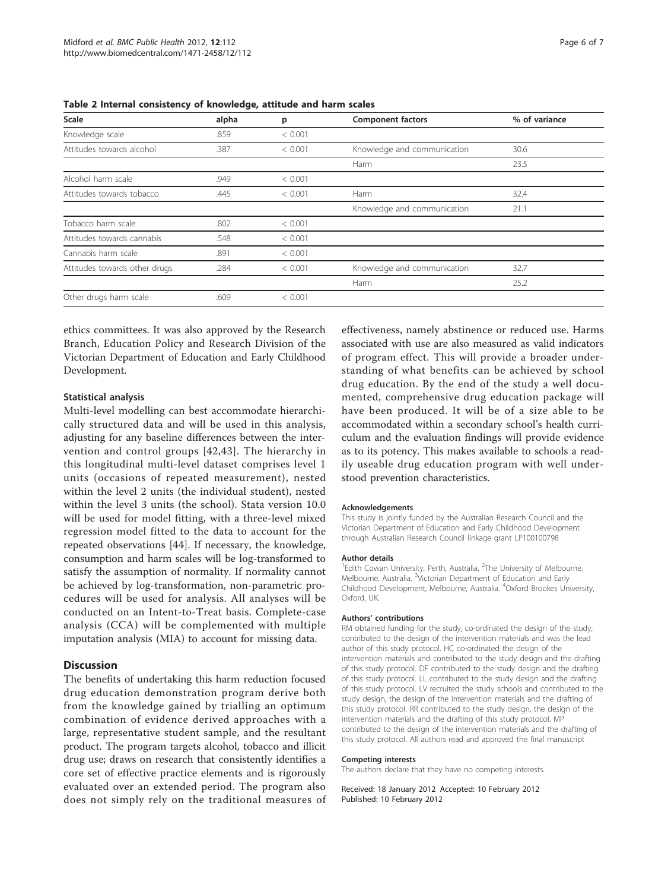**Table 2 Internal consistency of knowledge, attitude and harm scales**

| Scale | alpha | p | Component factors | % of variance |
| --- | --- | --- | --- | --- |
| Knowledge scale | .859 | < 0.001 | | |
| Attitudes towards alcohol | .387 | < 0.001 | Knowledge and communication | 30.6 |
| | | | Harm | 23.5 |
| Alcohol harm scale | .949 | < 0.001 | | |
| Attitudes towards tobacco | .445 | < 0.001 | Harm | 32.4 |
| | | | Knowledge and communication | 21.1 |
| Tobacco harm scale | .802 | < 0.001 | | |
| Attitudes towards cannabis | .548 | < 0.001 | | |
| Cannabis harm scale | .891 | < 0.001 | | |
| Attitudes towards other drugs | .284 | < 0.001 | Knowledge and communication | 32.7 |
| | | | Harm | 25.2 |
| Other drugs harm scale | .609 | < 0.001 | | |

ethics committees. It was also approved by the Research Branch, Education Policy and Research Division of the Victorian Department of Education and Early Childhood Development.

### Statistical analysis

Multi-level modelling can best accommodate hierarchically structured data and will be used in this analysis, adjusting for any baseline differences between the intervention and control groups [42,43]. The hierarchy in this longitudinal multi-level dataset comprises level 1 units (occasions of repeated measurement), nested within the level 2 units (the individual student), nested within the level 3 units (the school). Stata version 10.0 will be used for model fitting, with a three-level mixed regression model fitted to the data to account for the repeated observations [44]. If necessary, the knowledge, consumption and harm scales will be log-transformed to satisfy the assumption of normality. If normality cannot be achieved by log-transformation, non-parametric procedures will be used for analysis. All analyses will be conducted on an Intent-to-Treat basis. Complete-case analysis (CCA) will be complemented with multiple imputation analysis (MIA) to account for missing data.

## Discussion

The benefits of undertaking this harm reduction focused drug education demonstration program derive both from the knowledge gained by trialling an optimum combination of evidence derived approaches with a large, representative student sample, and the resultant product. The program targets alcohol, tobacco and illicit drug use; draws on research that consistently identifies a core set of effective practice elements and is rigorously evaluated over an extended period. The program also does not simply rely on the traditional measures of effectiveness, namely abstinence or reduced use. Harms associated with use are also measured as valid indicators of program effect. This will provide a broader understanding of what benefits can be achieved by school drug education. By the end of the study a well documented, comprehensive drug education package will have been produced. It will be of a size able to be accommodated within a secondary school's health curriculum and the evaluation findings will provide evidence as to its potency. This makes available to schools a readily useable drug education program with well understood prevention characteristics.

#### Acknowledgements

This study is jointly funded by the Australian Research Council and the Victorian Department of Education and Early Childhood Development through Australian Research Council linkage grant LP100100798

#### Author details

[1]Edith Cowan University, Perth, Australia. [2]The University of Melbourne, Melbourne, Australia. [3]Victorian Department of Education and Early Childhood Development, Melbourne, Australia. [4]Oxford Brookes University, Oxford, UK.

#### Authors' contributions

RM obtained funding for the study, co-ordinated the design of the study, contributed to the design of the intervention materials and was the lead author of this study protocol. HC co-ordinated the design of the intervention materials and contributed to the study design and the drafting of this study protocol. DF contributed to the study design and the drafting of this study protocol. LL contributed to the study design and the drafting of this study protocol. LV recruited the study schools and contributed to the study design, the design of the intervention materials and the drafting of this study protocol. RR contributed to the study design, the design of the intervention materials and the drafting of this study protocol. MP contributed to the design of the intervention materials and the drafting of this study protocol. All authors read and approved the final manuscript

#### Competing interests

The authors declare that they have no competing interests.

Received: 18 January 2012 Accepted: 10 February 2012
Published: 10 February 2012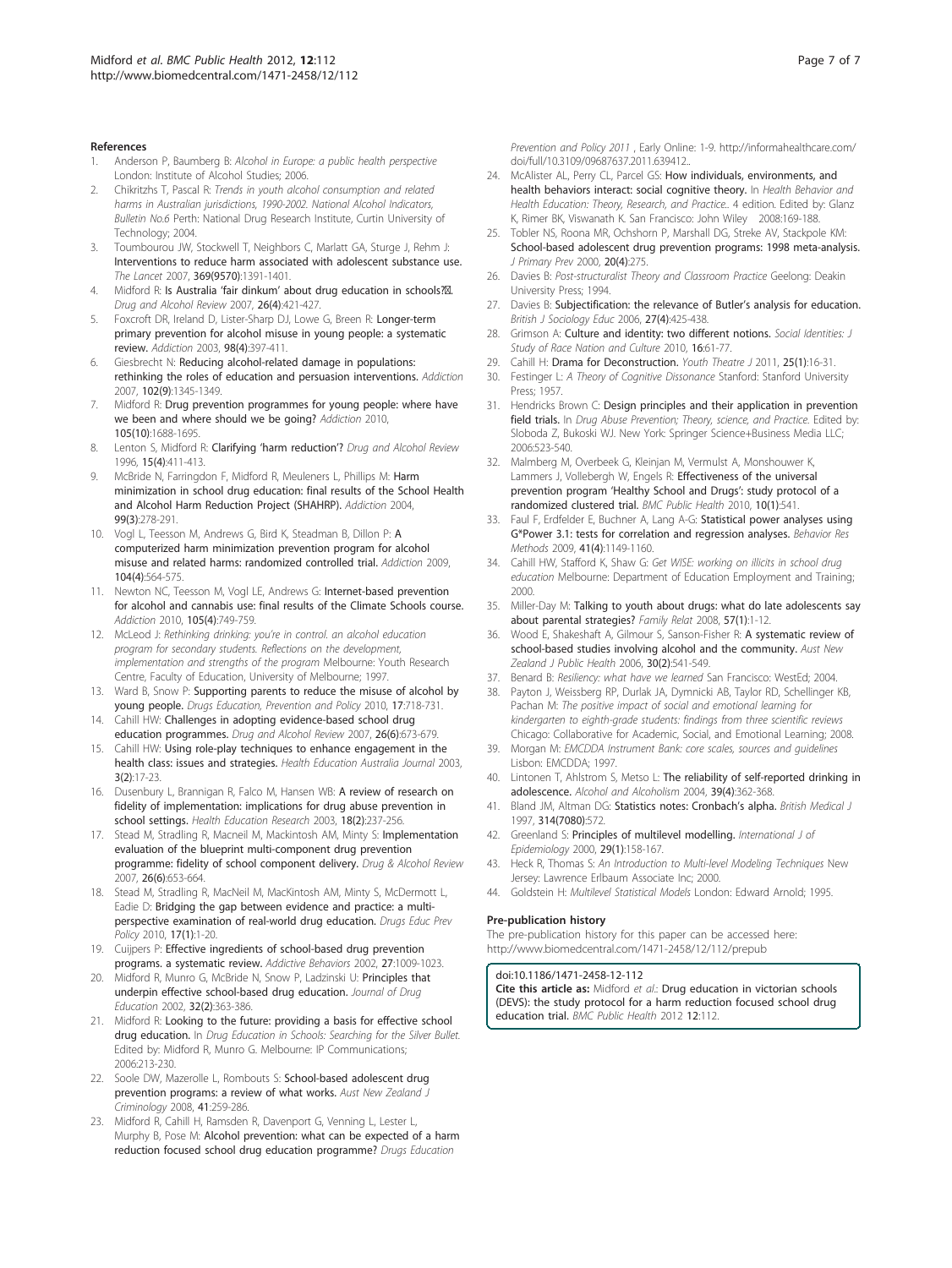## References

1. Anderson P, Baumberg B: *Alcohol in Europe: a public health perspective* London: Institute of Alcohol Studies; 2006.
2. Chikritzhs T, Pascal R: *Trends in youth alcohol consumption and related harms in Australian jurisdictions, 1990-2002. National Alcohol Indicators, Bulletin No.6* Perth: National Drug Research Institute, Curtin University of Technology; 2004.
3. Toumbourou JW, Stockwell T, Neighbors C, Marlatt GA, Sturge J, Rehm J: **Interventions to reduce harm associated with adolescent substance use.** *The Lancet* 2007, **369(9570)**:1391-1401.
4. Midford R: **Is Australia 'fair dinkum' about drug education in schools?**. *Drug and Alcohol Review* 2007, **26(4)**:421-427.
5. Foxcroft DR, Ireland D, Lister-Sharp DJ, Lowe G, Breen R: **Longer-term primary prevention for alcohol misuse in young people: a systematic review.** *Addiction* 2003, **98(4)**:397-411.
6. Giesbrecht N: **Reducing alcohol-related damage in populations: rethinking the roles of education and persuasion interventions.** *Addiction* 2007, **102(9)**:1345-1349.
7. Midford R: **Drug prevention programmes for young people: where have we been and where should we be going?** *Addiction* 2010, **105(10)**:1688-1695.
8. Lenton S, Midford R: **Clarifying 'harm reduction'?** *Drug and Alcohol Review* 1996, **15(4)**:411-413.
9. McBride N, Farringdon F, Midford R, Meuleners L, Phillips M: **Harm minimization in school drug education: final results of the School Health and Alcohol Harm Reduction Project (SHAHRP).** *Addiction* 2004, **99(3)**:278-291.
10. Vogl L, Teesson M, Andrews G, Bird K, Steadman B, Dillon P: **A computerized harm minimization prevention program for alcohol misuse and related harms: randomized controlled trial.** *Addiction* 2009, **104(4)**:564-575.
11. Newton NC, Teesson M, Vogl LE, Andrews G: **Internet-based prevention for alcohol and cannabis use: final results of the Climate Schools course.** *Addiction* 2010, **105(4)**:749-759.
12. McLeod J: *Rethinking drinking: you're in control. an alcohol education program for secondary students. Reflections on the development, implementation and strengths of the program* Melbourne: Youth Research Centre, Faculty of Education, University of Melbourne; 1997.
13. Ward B, Snow P: **Supporting parents to reduce the misuse of alcohol by young people.** *Drugs Education, Prevention and Policy* 2010, **17**:718-731.
14. Cahill HW: **Challenges in adopting evidence-based school drug education programmes.** *Drug and Alcohol Review* 2007, **26(6)**:673-679.
15. Cahill HW: **Using role-play techniques to enhance engagement in the health class: issues and strategies.** *Health Education Australia Journal* 2003, **3(2)**:17-23.
16. Dusenbury L, Brannigan R, Falco M, Hansen WB: **A review of research on fidelity of implementation: implications for drug abuse prevention in school settings.** *Health Education Research* 2003, **18(2)**:237-256.
17. Stead M, Stradling R, Macneil M, Mackintosh AM, Minty S: **Implementation evaluation of the blueprint multi-component drug prevention programme: fidelity of school component delivery.** *Drug & Alcohol Review* 2007, **26(6)**:653-664.
18. Stead M, Stradling R, MacNeil M, MacKintosh AM, Minty S, McDermott L, Eadie D: **Bridging the gap between evidence and practice: a multi-perspective examination of real-world drug education.** *Drugs Educ Prev Policy* 2010, **17(1)**:1-20.
19. Cuijpers P: **Effective ingredients of school-based drug prevention programs. a systematic review.** *Addictive Behaviors* 2002, **27**:1009-1023.
20. Midford R, Munro G, McBride N, Snow P, Ladzinski U: **Principles that underpin effective school-based drug education.** *Journal of Drug Education* 2002, **32(2)**:363-386.
21. Midford R: **Looking to the future: providing a basis for effective school drug education.** In *Drug Education in Schools: Searching for the Silver Bullet.* Edited by: Midford R, Munro G. Melbourne: IP Communications; 2006:213-230.
22. Soole DW, Mazerolle L, Rombouts S: **School-based adolescent drug prevention programs: a review of what works.** *Aust New Zealand J Criminology* 2008, **41**:259-286.
23. Midford R, Cahill H, Ramsden R, Davenport G, Venning L, Lester L, Murphy B, Pose M: **Alcohol prevention: what can be expected of a harm reduction focused school drug education programme?** *Drugs Education Prevention and Policy 2011* , Early Online: 1-9. http://informahealthcare.com/doi/full/10.3109/09687637.2011.639412..
24. McAlister AL, Perry CL, Parcel GS: **How individuals, environments, and health behaviors interact: social cognitive theory.** In *Health Behavior and Health Education: Theory, Research, and Practice..* 4 edition. Edited by: Glanz K, Rimer BK, Viswanath K. San Francisco: John Wiley 2008:169-188.
25. Tobler NS, Roona MR, Ochshorn P, Marshall DG, Streke AV, Stackpole KM: **School-based adolescent drug prevention programs: 1998 meta-analysis.** *J Primary Prev* 2000, **20(4)**:275.
26. Davies B: *Post-structuralist Theory and Classroom Practice* Geelong: Deakin University Press; 1994.
27. Davies B: **Subjectification: the relevance of Butler's analysis for education.** *British J Sociology Educ* 2006, **27(4)**:425-438.
28. Grimson A: **Culture and identity: two different notions.** *Social Identities: J Study of Race Nation and Culture* 2010, **16**:61-77.
29. Cahill H: **Drama for Deconstruction.** *Youth Theatre J* 2011, **25(1)**:16-31.
30. Festinger L: *A Theory of Cognitive Dissonance* Stanford: Stanford University Press; 1957.
31. Hendricks Brown C: **Design principles and their application in prevention field trials.** In *Drug Abuse Prevention; Theory, science, and Practice.* Edited by: Sloboda Z, Bukoski WJ. New York: Springer Science+Business Media LLC; 2006:523-540.
32. Malmberg M, Overbeek G, Kleinjan M, Vermulst A, Monshouwer K, Lammers J, Vollebergh W, Engels R: **Effectiveness of the universal prevention program 'Healthy School and Drugs': study protocol of a randomized clustered trial.** *BMC Public Health* 2010, **10(1)**:541.
33. Faul F, Erdfelder E, Buchner A, Lang A-G: **Statistical power analyses using G*Power 3.1: tests for correlation and regression analyses.** *Behavior Res Methods* 2009, **41(4)**:1149-1160.
34. Cahill HW, Stafford K, Shaw G: *Get WISE: working on illicits in school drug education* Melbourne: Department of Education Employment and Training; 2000.
35. Miller-Day M: **Talking to youth about drugs: what do late adolescents say about parental strategies?** *Family Relat* 2008, **57(1)**:1-12.
36. Wood E, Shakeshaft A, Gilmour S, Sanson-Fisher R: **A systematic review of school-based studies involving alcohol and the community.** *Aust New Zealand J Public Health* 2006, **30(2)**:541-549.
37. Benard B: *Resiliency: what have we learned* San Francisco: WestEd; 2004.
38. Payton J, Weissberg RP, Durlak JA, Dymnicki AB, Taylor RD, Schellinger KB, Pachan M: *The positive impact of social and emotional learning for kindergarten to eighth-grade students: findings from three scientific reviews* Chicago: Collaborative for Academic, Social, and Emotional Learning; 2008.
39. Morgan M: *EMCDDA Instrument Bank: core scales, sources and guidelines* Lisbon: EMCDDA; 1997.
40. Lintonen T, Ahlstrom S, Metso L: **The reliability of self-reported drinking in adolescence.** *Alcohol and Alcoholism* 2004, **39(4)**:362-368.
41. Bland JM, Altman DG: **Statistics notes: Cronbach's alpha.** *British Medical J* 1997, **314(7080)**:572.
42. Greenland S: **Principles of multilevel modelling.** *International J of Epidemiology* 2000, **29(1)**:158-167.
43. Heck R, Thomas S: *An Introduction to Multi-level Modeling Techniques* New Jersey: Lawrence Erlbaum Associate Inc; 2000.
44. Goldstein H: *Multilevel Statistical Models* London: Edward Arnold; 1995.

### Pre-publication history

The pre-publication history for this paper can be accessed here: http://www.biomedcentral.com/1471-2458/12/112/prepub

doi:10.1186/1471-2458-12-112

**Cite this article as:** Midford *et al.*: Drug education in victorian schools (DEVS): the study protocol for a harm reduction focused school drug education trial. *BMC Public Health* 2012 **12**:112.